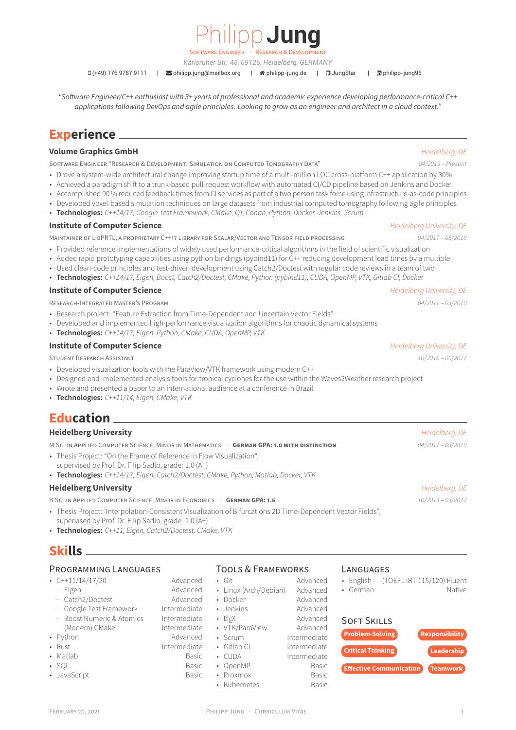# Philipp Jung

Software Engineer · Research & Development

*Karlsruher Str. 48, 69126, Heidelberg, GERMANY*

(+49) 176 9787 9111 | philipp.jung@mailbox.org | philipp-jung.de | JungStar | philipp-jung95

*"Software Engineer/C++ enthusiast with 3+ years of professional and academic experience developing performance-critical C++ applications following DevOps and agile principles. Looking to grow as an engineer and architect in a cloud context."*

## Experience

### Volume Graphics GmbH
*Heidelberg, DE*

Software Engineer "Research & Development: Simulation on Computed Tomography Data" — *04/2019 – Present*

- Drove a system-wide architectural change improving startup time of a multi-million LOC cross-platform C++ application by 30%
- Achieved a paradigm shift to a trunk-based pull-request workflow with automated CI/CD pipeline based on Jenkins and Docker
- Accomplished 90 % reduced feedback times from CI services as part of a two person task force using infrastructure-as-code principles
- Developed voxel-based simulation techniques on large datasets from industrial computed tomography following agile principles
- **Technologies:** *C++14/17, Google Test Framework, CMake, QT, Conan, Python, Docker, Jenkins, Scrum*

### Institute of Computer Science
*Heidelberg University, DE*

Maintainer of libPRTL, a proprietary C++17 library for scalar/vector and tensor field processing — *04/2017 – 05/2019*

- Provided reference implementations of widely used performance-critical algorithms in the field of scientific visualization
- Added rapid prototyping capabilities using python bindings (pybind11) for C++ reducing development lead times by a multiple
- Used clean-code principles and test-driven development using Catch2/Doctest with regular code reviews in a team of two
- **Technologies:** *C++14/17, Eigen, Boost, Catch2/Doctest, CMake, Python (pybind11), CUDA, OpenMP, VTK, Gitlab CI, Docker*

### Institute of Computer Science
*Heidelberg University, DE*

Research-Integrated Master's Program — *04/2017 – 03/2019*

- Research project: "Feature Extraction from Time-Dependent and Uncertain Vector Fields"
- Developed and implemented high-performance visualization algorithms for chaotic dynamical systems
- **Technologies:** *C++14/17, Eigen, Python, CMake, CUDA, OpenMP, VTK*

### Institute of Computer Science
*Heidelberg University, DE*

Student Research Assistant — *10/2016 – 09/2017*

- Developed visualization tools with the ParaView/VTK framework using modern C++
- Designed and implemented analysis tools for tropical cyclones for the use within the Waves2Weather research project
- Wrote and presented a paper to an international audience at a conference in Brazil
- **Technologies:** *C++11/14, Eigen, CMake, VTK*

## Education

### Heidelberg University
*Heidelberg, DE*

M.Sc. in Applied Computer Science, Minor in Mathematics · **German GPA: 1.0 with distinction** — *04/2017 – 03/2019*

- Thesis Project: "On the Frame of Reference in Flow Visualization",
  supervised by Prof. Dr. Filip Sadlo, grade: 1.0 (A+)
- **Technologies:** *C++14/17, Eigen, Catch2/Doctest, CMake, Python, Matlab, Docker, VTK*

### Heidelberg University
*Heidelberg, DE*

B.Sc. in Applied Computer Science, Minor in Economics · **German GPA: 1.5** — *10/2013 – 03/2017*

- Thesis Project: 'Interpolation-Consistent Visualization of Bifurcations 2D Time-Dependent Vector Fields",
  supervised by Prof. Dr. Filip Sadlo, grade: 1.0 (A+)
- **Technologies:** *C++11, Eigen, Catch2/Doctest, CMake, VTK*

## Skills

### Programming Languages

- C++11/14/17/20 — Advanced
  - Eigen — Advanced
  - Catch2/Doctest — Advanced
  - Google Test Framework — Intermediate
  - Boost Numeric & Atomics — Intermediate
  - (Modern) CMake — Intermediate
- Python — Advanced
- Rust — Intermediate
- Matlab — Basic
- SQL — Basic
- JavaScript — Basic

### Tools & Frameworks

- Git — Advanced
- Linux (Arch/Debian) — Advanced
- Docker — Advanced
- Jenkins — Advanced
- LaTeX — Advanced
- VTK/ParaView — Advanced
- Scrum — Intermediate
- Gitlab CI — Intermediate
- CUDA — Intermediate
- OpenMP — Basic
- Proxmox — Basic
- Kubernetes — Basic

### Languages

- English — (TOEFL iBT 115/120) Fluent
- German — Native

### Soft Skills

Problem-Solving · Responsibility · Critical Thinking · Leadership · Effective Communication · Teamwork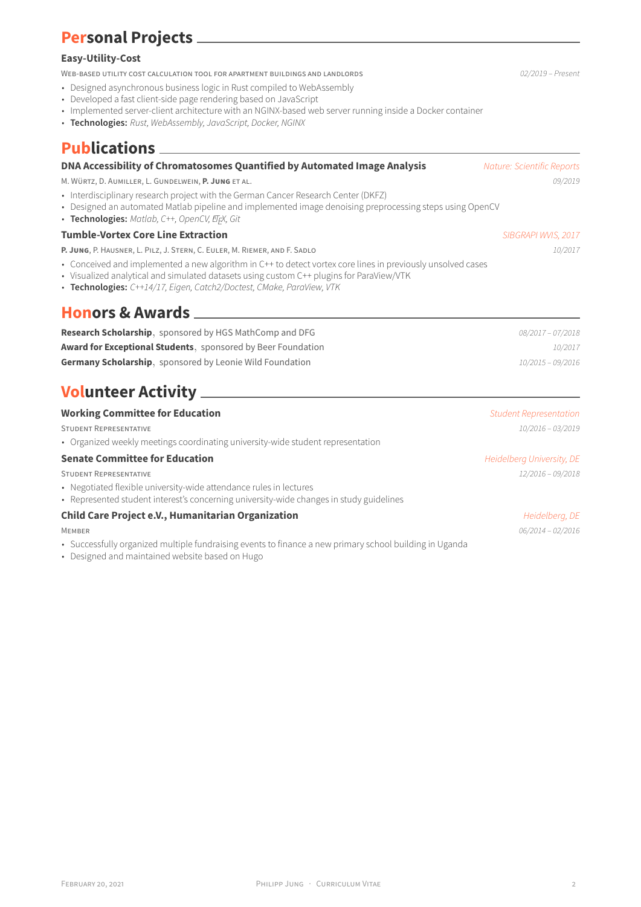# Personal Projects

### Easy-Utility-Cost

WEB-BASED UTILITY COST CALCULATION TOOL FOR APARTMENT BUILDINGS AND LANDLORDS — *02/2019 – Present*

- Designed asynchronous business logic in Rust compiled to WebAssembly
- Developed a fast client-side page rendering based on JavaScript
- Implemented server-client architecture with an NGINX-based web server running inside a Docker container
- **Technologies:** *Rust, WebAssembly, JavaScript, Docker, NGINX*

# Publications

### DNA Accessibility of Chromatosomes Quantified by Automated Image Analysis

*Nature: Scientific Reports* — *09/2019*

M. WÜRTZ, D. AUMILLER, L. GUNDELWEIN, **P. JUNG** ET AL.

- Interdisciplinary research project with the German Cancer Research Center (DKFZ)
- Designed an automated Matlab pipeline and implemented image denoising preprocessing steps using OpenCV
- **Technologies:** *Matlab, C++, OpenCV, LaTeX, Git*

### Tumble-Vortex Core Line Extraction

*SIBGRAPI WVIS, 2017* — *10/2017*

**P. JUNG**, P. HAUSNER, L. PILZ, J. STERN, C. EULER, M. RIEMER, AND F. SADLO

- Conceived and implemented a new algorithm in C++ to detect vortex core lines in previously unsolved cases
- Visualized analytical and simulated datasets using custom C++ plugins for ParaView/VTK
- **Technologies:** *C++14/17, Eigen, Catch2/Doctest, CMake, ParaView, VTK*

# Honors & Awards

**Research Scholarship**, sponsored by HGS MathComp and DFG — *08/2017 – 07/2018*

**Award for Exceptional Students**, sponsored by Beer Foundation — *10/2017*

**Germany Scholarship**, sponsored by Leonie Wild Foundation — *10/2015 – 09/2016*

# Volunteer Activity

### Working Committee for Education

*Student Representation*

STUDENT REPRESENTATIVE — *10/2016 – 03/2019*

- Organized weekly meetings coordinating university-wide student representation

### Senate Committee for Education

*Heidelberg University, DE*

STUDENT REPRESENTATIVE — *12/2016 – 09/2018*

- Negotiated flexible university-wide attendance rules in lectures
- Represented student interest's concerning university-wide changes in study guidelines

### Child Care Project e.V., Humanitarian Organization

*Heidelberg, DE*

MEMBER — *06/2014 – 02/2016*

- Successfully organized multiple fundraising events to finance a new primary school building in Uganda
- Designed and maintained website based on Hugo